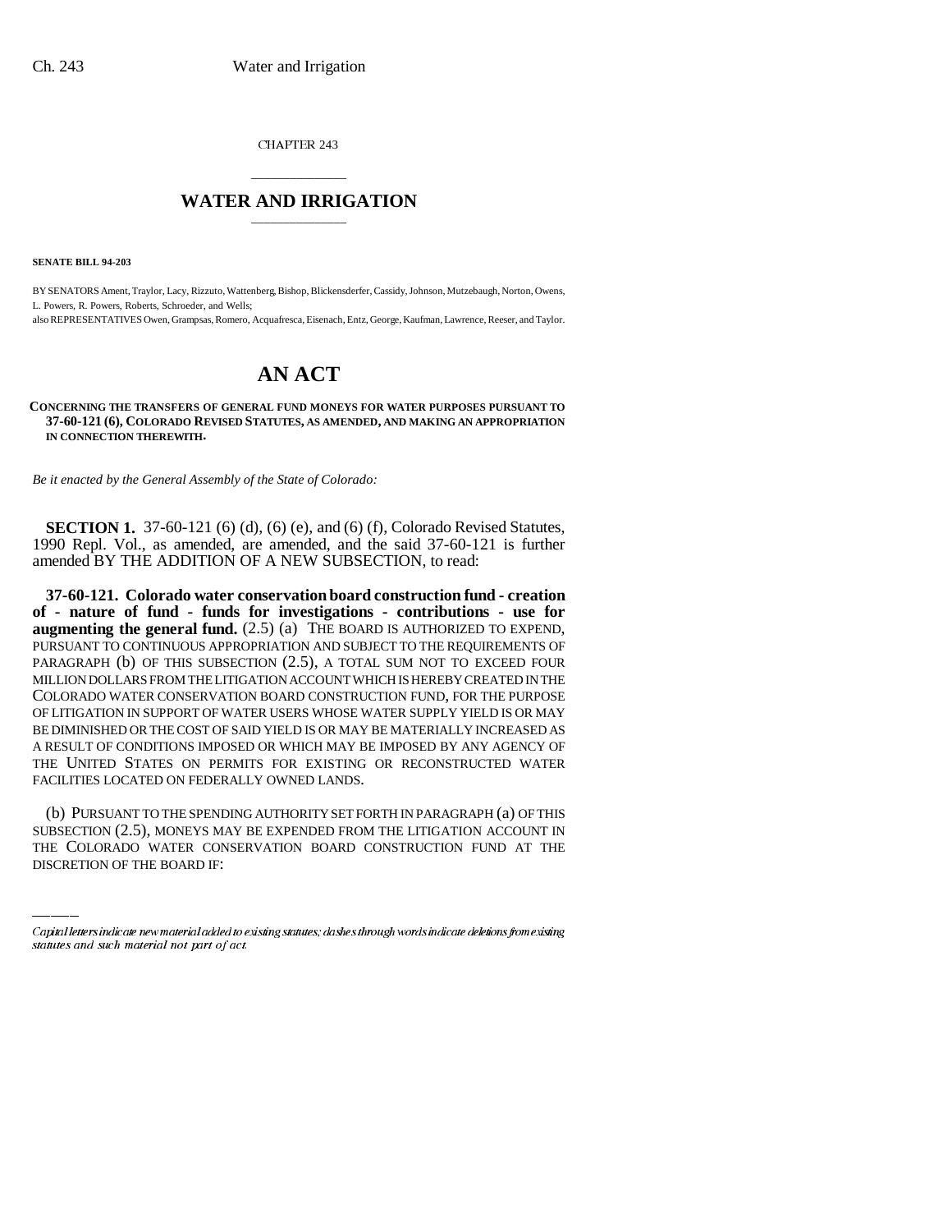CHAPTER 243

# WATER AND IRRIGATION

**SENATE BILL 94-203**

BY SENATORS Ament, Traylor, Lacy, Rizzuto, Wattenberg, Bishop, Blickensderfer, Cassidy, Johnson, Mutzebaugh, Norton, Owens, L. Powers, R. Powers, Roberts, Schroeder, and Wells;
also REPRESENTATIVES Owen, Grampsas, Romero, Acquafresca, Eisenach, Entz, George, Kaufman, Lawrence, Reeser, and Taylor.

# AN ACT

**CONCERNING THE TRANSFERS OF GENERAL FUND MONEYS FOR WATER PURPOSES PURSUANT TO 37-60-121 (6), COLORADO REVISED STATUTES, AS AMENDED, AND MAKING AN APPROPRIATION IN CONNECTION THEREWITH.**

*Be it enacted by the General Assembly of the State of Colorado:*

**SECTION 1.** 37-60-121 (6) (d), (6) (e), and (6) (f), Colorado Revised Statutes, 1990 Repl. Vol., as amended, are amended, and the said 37-60-121 is further amended BY THE ADDITION OF A NEW SUBSECTION, to read:

**37-60-121. Colorado water conservation board construction fund - creation of - nature of fund - funds for investigations - contributions - use for augmenting the general fund.** (2.5) (a) THE BOARD IS AUTHORIZED TO EXPEND, PURSUANT TO CONTINUOUS APPROPRIATION AND SUBJECT TO THE REQUIREMENTS OF PARAGRAPH (b) OF THIS SUBSECTION (2.5), A TOTAL SUM NOT TO EXCEED FOUR MILLION DOLLARS FROM THE LITIGATION ACCOUNT WHICH IS HEREBY CREATED IN THE COLORADO WATER CONSERVATION BOARD CONSTRUCTION FUND, FOR THE PURPOSE OF LITIGATION IN SUPPORT OF WATER USERS WHOSE WATER SUPPLY YIELD IS OR MAY BE DIMINISHED OR THE COST OF SAID YIELD IS OR MAY BE MATERIALLY INCREASED AS A RESULT OF CONDITIONS IMPOSED OR WHICH MAY BE IMPOSED BY ANY AGENCY OF THE UNITED STATES ON PERMITS FOR EXISTING OR RECONSTRUCTED WATER FACILITIES LOCATED ON FEDERALLY OWNED LANDS.

(b) PURSUANT TO THE SPENDING AUTHORITY SET FORTH IN PARAGRAPH (a) OF THIS SUBSECTION (2.5), MONEYS MAY BE EXPENDED FROM THE LITIGATION ACCOUNT IN THE COLORADO WATER CONSERVATION BOARD CONSTRUCTION FUND AT THE DISCRETION OF THE BOARD IF:

Capital letters indicate new material added to existing statutes; dashes through words indicate deletions from existing statutes and such material not part of act.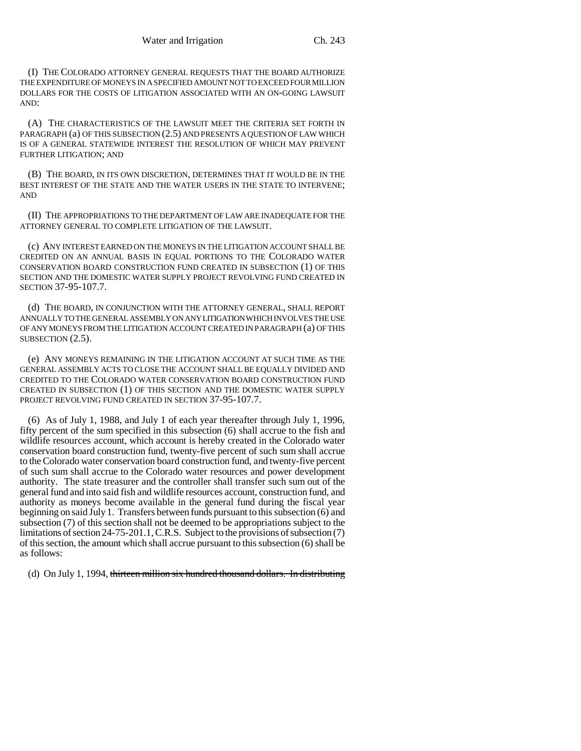(I) THE COLORADO ATTORNEY GENERAL REQUESTS THAT THE BOARD AUTHORIZE THE EXPENDITURE OF MONEYS IN A SPECIFIED AMOUNT NOT TO EXCEED FOUR MILLION DOLLARS FOR THE COSTS OF LITIGATION ASSOCIATED WITH AN ON-GOING LAWSUIT AND:

(A) THE CHARACTERISTICS OF THE LAWSUIT MEET THE CRITERIA SET FORTH IN PARAGRAPH (a) OF THIS SUBSECTION (2.5) AND PRESENTS A QUESTION OF LAW WHICH IS OF A GENERAL STATEWIDE INTEREST THE RESOLUTION OF WHICH MAY PREVENT FURTHER LITIGATION; AND

(B) THE BOARD, IN ITS OWN DISCRETION, DETERMINES THAT IT WOULD BE IN THE BEST INTEREST OF THE STATE AND THE WATER USERS IN THE STATE TO INTERVENE; AND

(II) THE APPROPRIATIONS TO THE DEPARTMENT OF LAW ARE INADEQUATE FOR THE ATTORNEY GENERAL TO COMPLETE LITIGATION OF THE LAWSUIT.

(c) ANY INTEREST EARNED ON THE MONEYS IN THE LITIGATION ACCOUNT SHALL BE CREDITED ON AN ANNUAL BASIS IN EQUAL PORTIONS TO THE COLORADO WATER CONSERVATION BOARD CONSTRUCTION FUND CREATED IN SUBSECTION (1) OF THIS SECTION AND THE DOMESTIC WATER SUPPLY PROJECT REVOLVING FUND CREATED IN SECTION 37-95-107.7.

(d) THE BOARD, IN CONJUNCTION WITH THE ATTORNEY GENERAL, SHALL REPORT ANNUALLY TO THE GENERAL ASSEMBLY ON ANY LITIGATION WHICH INVOLVES THE USE OF ANY MONEYS FROM THE LITIGATION ACCOUNT CREATED IN PARAGRAPH (a) OF THIS SUBSECTION (2.5).

(e) ANY MONEYS REMAINING IN THE LITIGATION ACCOUNT AT SUCH TIME AS THE GENERAL ASSEMBLY ACTS TO CLOSE THE ACCOUNT SHALL BE EQUALLY DIVIDED AND CREDITED TO THE COLORADO WATER CONSERVATION BOARD CONSTRUCTION FUND CREATED IN SUBSECTION (1) OF THIS SECTION AND THE DOMESTIC WATER SUPPLY PROJECT REVOLVING FUND CREATED IN SECTION 37-95-107.7.

(6) As of July 1, 1988, and July 1 of each year thereafter through July 1, 1996, fifty percent of the sum specified in this subsection (6) shall accrue to the fish and wildlife resources account, which account is hereby created in the Colorado water conservation board construction fund, twenty-five percent of such sum shall accrue to the Colorado water conservation board construction fund, and twenty-five percent of such sum shall accrue to the Colorado water resources and power development authority. The state treasurer and the controller shall transfer such sum out of the general fund and into said fish and wildlife resources account, construction fund, and authority as moneys become available in the general fund during the fiscal year beginning on said July 1. Transfers between funds pursuant to this subsection (6) and subsection (7) of this section shall not be deemed to be appropriations subject to the limitations of section 24-75-201.1, C.R.S. Subject to the provisions of subsection (7) of this section, the amount which shall accrue pursuant to this subsection (6) shall be as follows:

(d) On July 1, 1994, ~~thirteen million six hundred thousand dollars. In distributing~~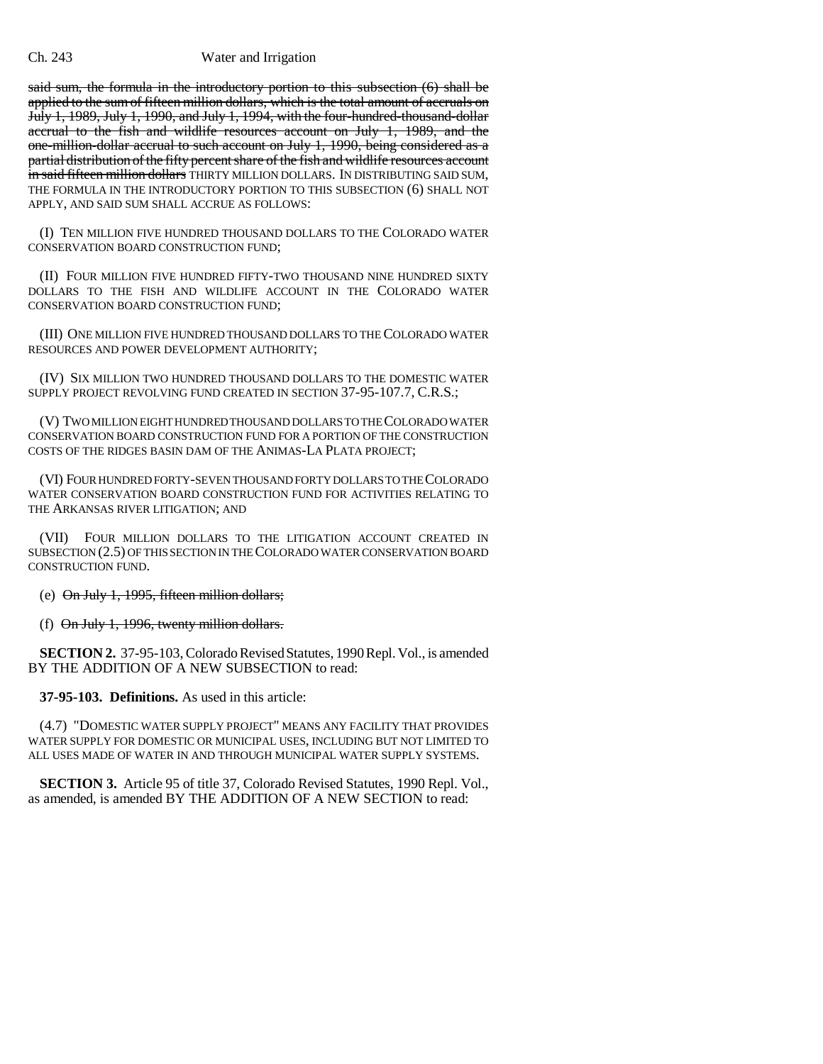said sum, the formula in the introductory portion to this subsection (6) shall be applied to the sum of fifteen million dollars, which is the total amount of accruals on July 1, 1989, July 1, 1990, and July 1, 1994, with the four-hundred-thousand-dollar accrual to the fish and wildlife resources account on July 1, 1989, and the one-million-dollar accrual to such account on July 1, 1990, being considered as a partial distribution of the fifty percent share of the fish and wildlife resources account in said fifteen million dollars THIRTY MILLION DOLLARS. IN DISTRIBUTING SAID SUM, THE FORMULA IN THE INTRODUCTORY PORTION TO THIS SUBSECTION (6) SHALL NOT APPLY, AND SAID SUM SHALL ACCRUE AS FOLLOWS:

(I) TEN MILLION FIVE HUNDRED THOUSAND DOLLARS TO THE COLORADO WATER CONSERVATION BOARD CONSTRUCTION FUND;

(II) FOUR MILLION FIVE HUNDRED FIFTY-TWO THOUSAND NINE HUNDRED SIXTY DOLLARS TO THE FISH AND WILDLIFE ACCOUNT IN THE COLORADO WATER CONSERVATION BOARD CONSTRUCTION FUND;

(III) ONE MILLION FIVE HUNDRED THOUSAND DOLLARS TO THE COLORADO WATER RESOURCES AND POWER DEVELOPMENT AUTHORITY;

(IV) SIX MILLION TWO HUNDRED THOUSAND DOLLARS TO THE DOMESTIC WATER SUPPLY PROJECT REVOLVING FUND CREATED IN SECTION 37-95-107.7, C.R.S.;

(V) TWO MILLION EIGHT HUNDRED THOUSAND DOLLARS TO THE COLORADO WATER CONSERVATION BOARD CONSTRUCTION FUND FOR A PORTION OF THE CONSTRUCTION COSTS OF THE RIDGES BASIN DAM OF THE ANIMAS-LA PLATA PROJECT;

(VI) FOUR HUNDRED FORTY-SEVEN THOUSAND FORTY DOLLARS TO THE COLORADO WATER CONSERVATION BOARD CONSTRUCTION FUND FOR ACTIVITIES RELATING TO THE ARKANSAS RIVER LITIGATION; AND

(VII) FOUR MILLION DOLLARS TO THE LITIGATION ACCOUNT CREATED IN SUBSECTION (2.5) OF THIS SECTION IN THE COLORADO WATER CONSERVATION BOARD CONSTRUCTION FUND.

(e) On July 1, 1995, fifteen million dollars;

(f) On July 1, 1996, twenty million dollars.

**SECTION 2.** 37-95-103, Colorado Revised Statutes, 1990 Repl. Vol., is amended BY THE ADDITION OF A NEW SUBSECTION to read:

**37-95-103. Definitions.** As used in this article:

(4.7) "DOMESTIC WATER SUPPLY PROJECT" MEANS ANY FACILITY THAT PROVIDES WATER SUPPLY FOR DOMESTIC OR MUNICIPAL USES, INCLUDING BUT NOT LIMITED TO ALL USES MADE OF WATER IN AND THROUGH MUNICIPAL WATER SUPPLY SYSTEMS.

**SECTION 3.** Article 95 of title 37, Colorado Revised Statutes, 1990 Repl. Vol., as amended, is amended BY THE ADDITION OF A NEW SECTION to read: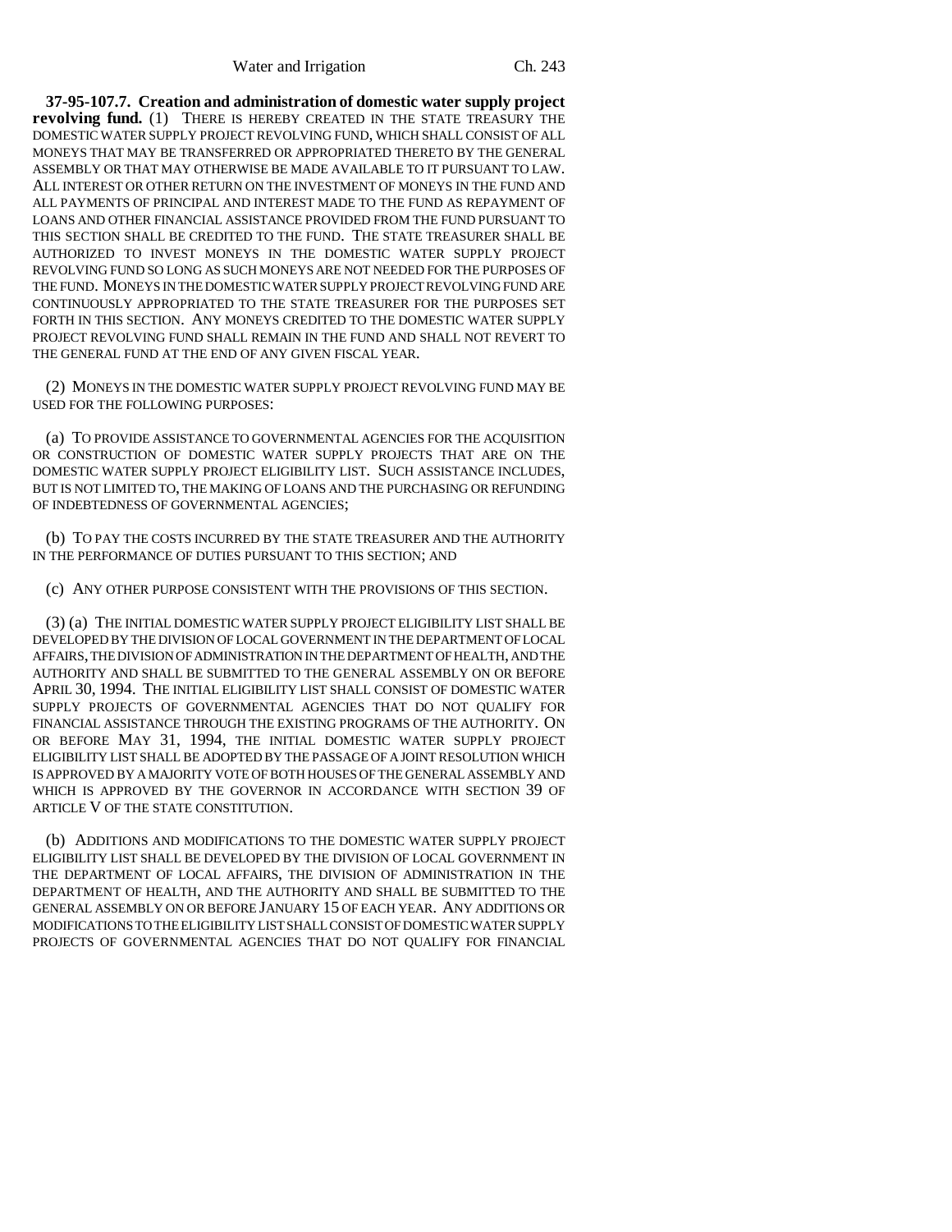**37-95-107.7. Creation and administration of domestic water supply project revolving fund.** (1) THERE IS HEREBY CREATED IN THE STATE TREASURY THE DOMESTIC WATER SUPPLY PROJECT REVOLVING FUND, WHICH SHALL CONSIST OF ALL MONEYS THAT MAY BE TRANSFERRED OR APPROPRIATED THERETO BY THE GENERAL ASSEMBLY OR THAT MAY OTHERWISE BE MADE AVAILABLE TO IT PURSUANT TO LAW. ALL INTEREST OR OTHER RETURN ON THE INVESTMENT OF MONEYS IN THE FUND AND ALL PAYMENTS OF PRINCIPAL AND INTEREST MADE TO THE FUND AS REPAYMENT OF LOANS AND OTHER FINANCIAL ASSISTANCE PROVIDED FROM THE FUND PURSUANT TO THIS SECTION SHALL BE CREDITED TO THE FUND. THE STATE TREASURER SHALL BE AUTHORIZED TO INVEST MONEYS IN THE DOMESTIC WATER SUPPLY PROJECT REVOLVING FUND SO LONG AS SUCH MONEYS ARE NOT NEEDED FOR THE PURPOSES OF THE FUND. MONEYS IN THE DOMESTIC WATER SUPPLY PROJECT REVOLVING FUND ARE CONTINUOUSLY APPROPRIATED TO THE STATE TREASURER FOR THE PURPOSES SET FORTH IN THIS SECTION. ANY MONEYS CREDITED TO THE DOMESTIC WATER SUPPLY PROJECT REVOLVING FUND SHALL REMAIN IN THE FUND AND SHALL NOT REVERT TO THE GENERAL FUND AT THE END OF ANY GIVEN FISCAL YEAR.

(2) MONEYS IN THE DOMESTIC WATER SUPPLY PROJECT REVOLVING FUND MAY BE USED FOR THE FOLLOWING PURPOSES:

(a) TO PROVIDE ASSISTANCE TO GOVERNMENTAL AGENCIES FOR THE ACQUISITION OR CONSTRUCTION OF DOMESTIC WATER SUPPLY PROJECTS THAT ARE ON THE DOMESTIC WATER SUPPLY PROJECT ELIGIBILITY LIST. SUCH ASSISTANCE INCLUDES, BUT IS NOT LIMITED TO, THE MAKING OF LOANS AND THE PURCHASING OR REFUNDING OF INDEBTEDNESS OF GOVERNMENTAL AGENCIES;

(b) TO PAY THE COSTS INCURRED BY THE STATE TREASURER AND THE AUTHORITY IN THE PERFORMANCE OF DUTIES PURSUANT TO THIS SECTION; AND

(c) ANY OTHER PURPOSE CONSISTENT WITH THE PROVISIONS OF THIS SECTION.

(3) (a) THE INITIAL DOMESTIC WATER SUPPLY PROJECT ELIGIBILITY LIST SHALL BE DEVELOPED BY THE DIVISION OF LOCAL GOVERNMENT IN THE DEPARTMENT OF LOCAL AFFAIRS, THE DIVISION OF ADMINISTRATION IN THE DEPARTMENT OF HEALTH, AND THE AUTHORITY AND SHALL BE SUBMITTED TO THE GENERAL ASSEMBLY ON OR BEFORE APRIL 30, 1994. THE INITIAL ELIGIBILITY LIST SHALL CONSIST OF DOMESTIC WATER SUPPLY PROJECTS OF GOVERNMENTAL AGENCIES THAT DO NOT QUALIFY FOR FINANCIAL ASSISTANCE THROUGH THE EXISTING PROGRAMS OF THE AUTHORITY. ON OR BEFORE MAY 31, 1994, THE INITIAL DOMESTIC WATER SUPPLY PROJECT ELIGIBILITY LIST SHALL BE ADOPTED BY THE PASSAGE OF A JOINT RESOLUTION WHICH IS APPROVED BY A MAJORITY VOTE OF BOTH HOUSES OF THE GENERAL ASSEMBLY AND WHICH IS APPROVED BY THE GOVERNOR IN ACCORDANCE WITH SECTION 39 OF ARTICLE V OF THE STATE CONSTITUTION.

(b) ADDITIONS AND MODIFICATIONS TO THE DOMESTIC WATER SUPPLY PROJECT ELIGIBILITY LIST SHALL BE DEVELOPED BY THE DIVISION OF LOCAL GOVERNMENT IN THE DEPARTMENT OF LOCAL AFFAIRS, THE DIVISION OF ADMINISTRATION IN THE DEPARTMENT OF HEALTH, AND THE AUTHORITY AND SHALL BE SUBMITTED TO THE GENERAL ASSEMBLY ON OR BEFORE JANUARY 15 OF EACH YEAR. ANY ADDITIONS OR MODIFICATIONS TO THE ELIGIBILITY LIST SHALL CONSIST OF DOMESTIC WATER SUPPLY PROJECTS OF GOVERNMENTAL AGENCIES THAT DO NOT QUALIFY FOR FINANCIAL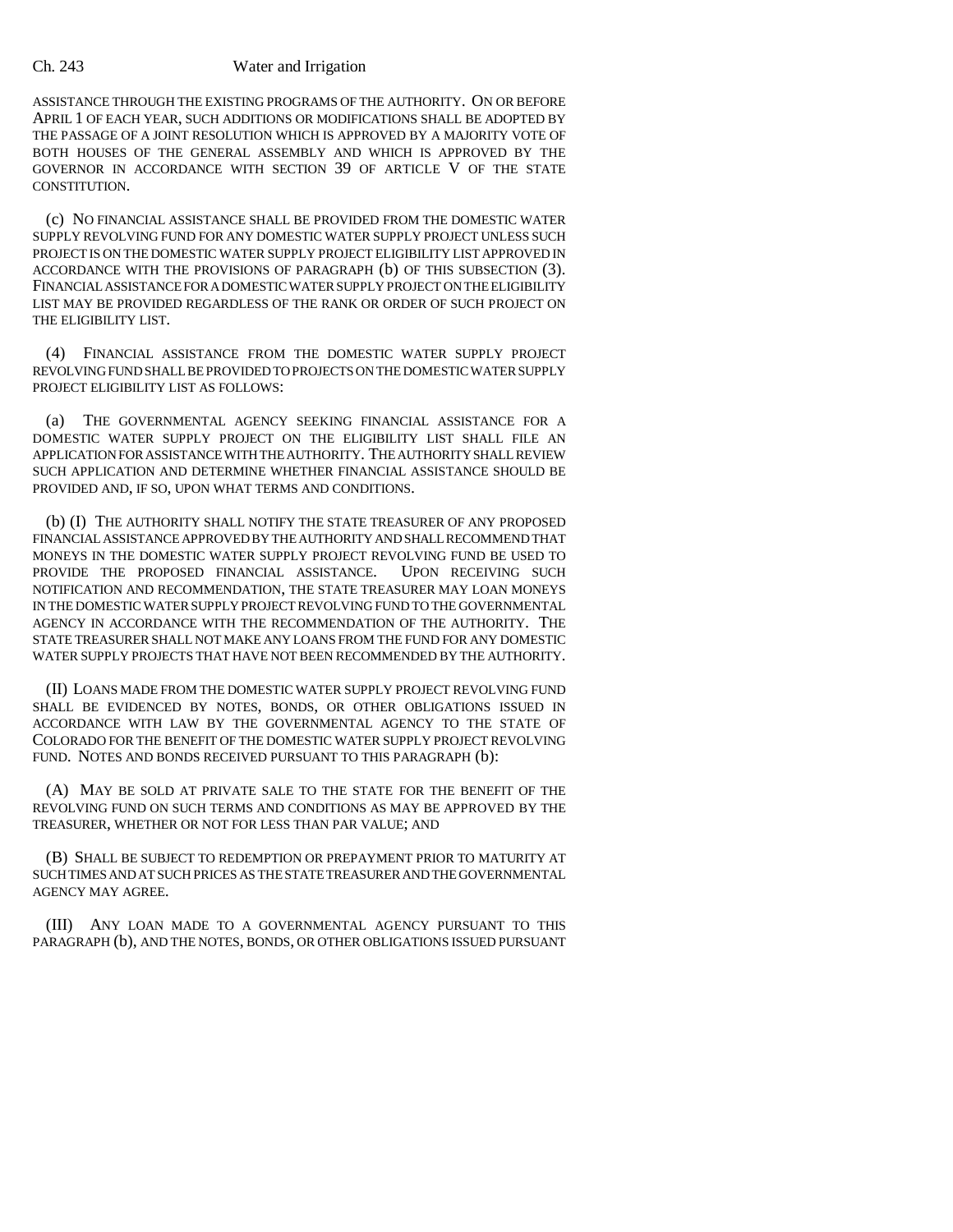ASSISTANCE THROUGH THE EXISTING PROGRAMS OF THE AUTHORITY. ON OR BEFORE APRIL 1 OF EACH YEAR, SUCH ADDITIONS OR MODIFICATIONS SHALL BE ADOPTED BY THE PASSAGE OF A JOINT RESOLUTION WHICH IS APPROVED BY A MAJORITY VOTE OF BOTH HOUSES OF THE GENERAL ASSEMBLY AND WHICH IS APPROVED BY THE GOVERNOR IN ACCORDANCE WITH SECTION 39 OF ARTICLE V OF THE STATE CONSTITUTION.

(c) NO FINANCIAL ASSISTANCE SHALL BE PROVIDED FROM THE DOMESTIC WATER SUPPLY REVOLVING FUND FOR ANY DOMESTIC WATER SUPPLY PROJECT UNLESS SUCH PROJECT IS ON THE DOMESTIC WATER SUPPLY PROJECT ELIGIBILITY LIST APPROVED IN ACCORDANCE WITH THE PROVISIONS OF PARAGRAPH (b) OF THIS SUBSECTION (3). FINANCIAL ASSISTANCE FOR A DOMESTIC WATER SUPPLY PROJECT ON THE ELIGIBILITY LIST MAY BE PROVIDED REGARDLESS OF THE RANK OR ORDER OF SUCH PROJECT ON THE ELIGIBILITY LIST.

(4) FINANCIAL ASSISTANCE FROM THE DOMESTIC WATER SUPPLY PROJECT REVOLVING FUND SHALL BE PROVIDED TO PROJECTS ON THE DOMESTIC WATER SUPPLY PROJECT ELIGIBILITY LIST AS FOLLOWS:

(a) THE GOVERNMENTAL AGENCY SEEKING FINANCIAL ASSISTANCE FOR A DOMESTIC WATER SUPPLY PROJECT ON THE ELIGIBILITY LIST SHALL FILE AN APPLICATION FOR ASSISTANCE WITH THE AUTHORITY. THE AUTHORITY SHALL REVIEW SUCH APPLICATION AND DETERMINE WHETHER FINANCIAL ASSISTANCE SHOULD BE PROVIDED AND, IF SO, UPON WHAT TERMS AND CONDITIONS.

(b) (I) THE AUTHORITY SHALL NOTIFY THE STATE TREASURER OF ANY PROPOSED FINANCIAL ASSISTANCE APPROVED BY THE AUTHORITY AND SHALL RECOMMEND THAT MONEYS IN THE DOMESTIC WATER SUPPLY PROJECT REVOLVING FUND BE USED TO PROVIDE THE PROPOSED FINANCIAL ASSISTANCE. UPON RECEIVING SUCH NOTIFICATION AND RECOMMENDATION, THE STATE TREASURER MAY LOAN MONEYS IN THE DOMESTIC WATER SUPPLY PROJECT REVOLVING FUND TO THE GOVERNMENTAL AGENCY IN ACCORDANCE WITH THE RECOMMENDATION OF THE AUTHORITY. THE STATE TREASURER SHALL NOT MAKE ANY LOANS FROM THE FUND FOR ANY DOMESTIC WATER SUPPLY PROJECTS THAT HAVE NOT BEEN RECOMMENDED BY THE AUTHORITY.

(II) LOANS MADE FROM THE DOMESTIC WATER SUPPLY PROJECT REVOLVING FUND SHALL BE EVIDENCED BY NOTES, BONDS, OR OTHER OBLIGATIONS ISSUED IN ACCORDANCE WITH LAW BY THE GOVERNMENTAL AGENCY TO THE STATE OF COLORADO FOR THE BENEFIT OF THE DOMESTIC WATER SUPPLY PROJECT REVOLVING FUND. NOTES AND BONDS RECEIVED PURSUANT TO THIS PARAGRAPH (b):

(A) MAY BE SOLD AT PRIVATE SALE TO THE STATE FOR THE BENEFIT OF THE REVOLVING FUND ON SUCH TERMS AND CONDITIONS AS MAY BE APPROVED BY THE TREASURER, WHETHER OR NOT FOR LESS THAN PAR VALUE; AND

(B) SHALL BE SUBJECT TO REDEMPTION OR PREPAYMENT PRIOR TO MATURITY AT SUCH TIMES AND AT SUCH PRICES AS THE STATE TREASURER AND THE GOVERNMENTAL AGENCY MAY AGREE.

(III) ANY LOAN MADE TO A GOVERNMENTAL AGENCY PURSUANT TO THIS PARAGRAPH (b), AND THE NOTES, BONDS, OR OTHER OBLIGATIONS ISSUED PURSUANT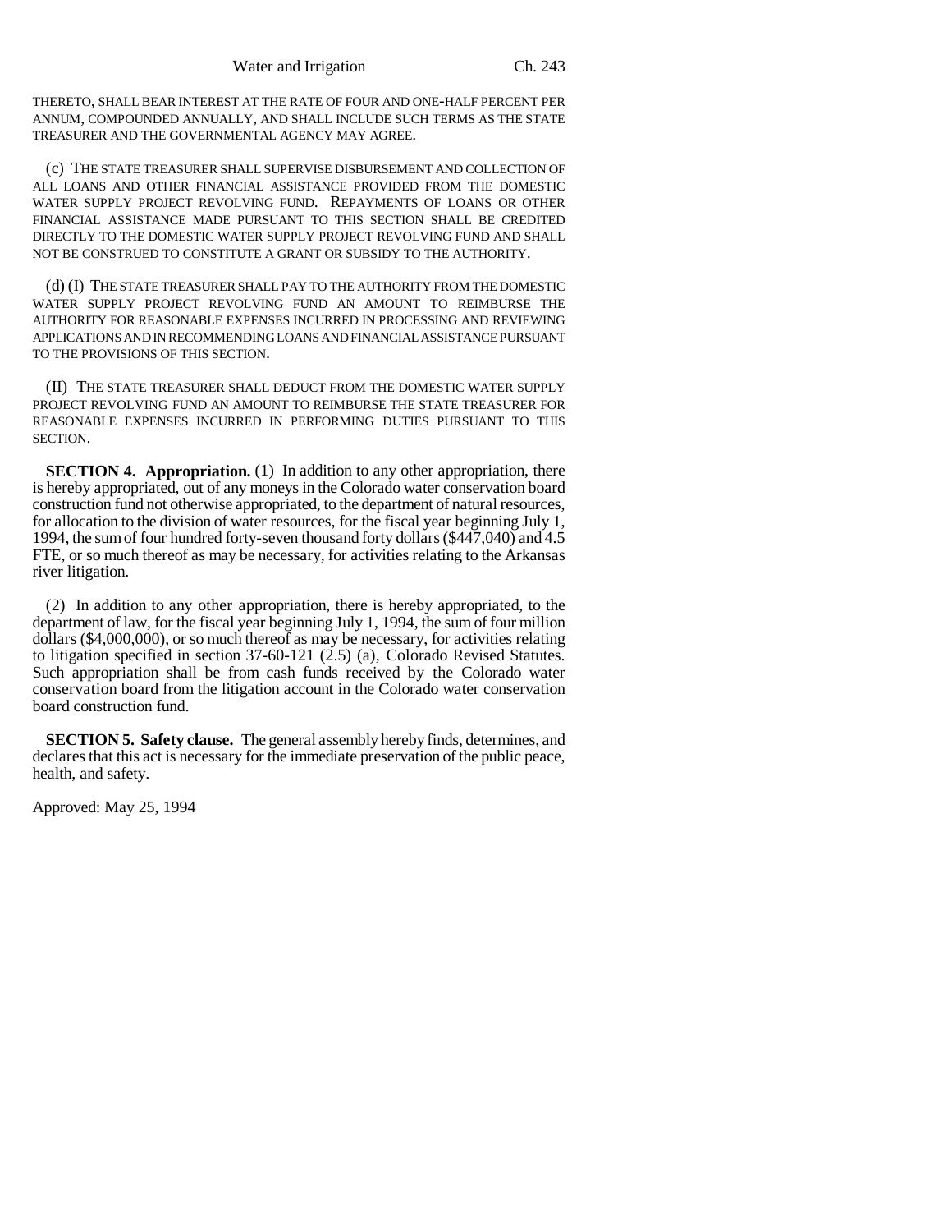THERETO, SHALL BEAR INTEREST AT THE RATE OF FOUR AND ONE-HALF PERCENT PER ANNUM, COMPOUNDED ANNUALLY, AND SHALL INCLUDE SUCH TERMS AS THE STATE TREASURER AND THE GOVERNMENTAL AGENCY MAY AGREE.

(c) THE STATE TREASURER SHALL SUPERVISE DISBURSEMENT AND COLLECTION OF ALL LOANS AND OTHER FINANCIAL ASSISTANCE PROVIDED FROM THE DOMESTIC WATER SUPPLY PROJECT REVOLVING FUND. REPAYMENTS OF LOANS OR OTHER FINANCIAL ASSISTANCE MADE PURSUANT TO THIS SECTION SHALL BE CREDITED DIRECTLY TO THE DOMESTIC WATER SUPPLY PROJECT REVOLVING FUND AND SHALL NOT BE CONSTRUED TO CONSTITUTE A GRANT OR SUBSIDY TO THE AUTHORITY.

(d) (I) THE STATE TREASURER SHALL PAY TO THE AUTHORITY FROM THE DOMESTIC WATER SUPPLY PROJECT REVOLVING FUND AN AMOUNT TO REIMBURSE THE AUTHORITY FOR REASONABLE EXPENSES INCURRED IN PROCESSING AND REVIEWING APPLICATIONS AND IN RECOMMENDING LOANS AND FINANCIAL ASSISTANCE PURSUANT TO THE PROVISIONS OF THIS SECTION.

(II) THE STATE TREASURER SHALL DEDUCT FROM THE DOMESTIC WATER SUPPLY PROJECT REVOLVING FUND AN AMOUNT TO REIMBURSE THE STATE TREASURER FOR REASONABLE EXPENSES INCURRED IN PERFORMING DUTIES PURSUANT TO THIS SECTION.

**SECTION 4. Appropriation.** (1) In addition to any other appropriation, there is hereby appropriated, out of any moneys in the Colorado water conservation board construction fund not otherwise appropriated, to the department of natural resources, for allocation to the division of water resources, for the fiscal year beginning July 1, 1994, the sum of four hundred forty-seven thousand forty dollars ($447,040) and 4.5 FTE, or so much thereof as may be necessary, for activities relating to the Arkansas river litigation.

(2) In addition to any other appropriation, there is hereby appropriated, to the department of law, for the fiscal year beginning July 1, 1994, the sum of four million dollars ($4,000,000), or so much thereof as may be necessary, for activities relating to litigation specified in section 37-60-121 (2.5) (a), Colorado Revised Statutes. Such appropriation shall be from cash funds received by the Colorado water conservation board from the litigation account in the Colorado water conservation board construction fund.

**SECTION 5. Safety clause.** The general assembly hereby finds, determines, and declares that this act is necessary for the immediate preservation of the public peace, health, and safety.

Approved: May 25, 1994